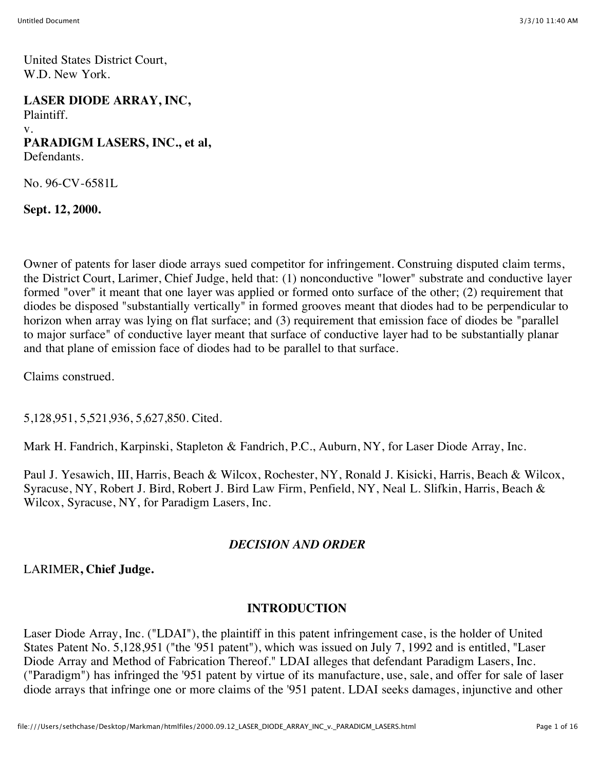United States District Court,
W.D. New York.

**LASER DIODE ARRAY, INC,**
Plaintiff.
v.
**PARADIGM LASERS, INC., et al,**
Defendants.

No. 96-CV-6581L

**Sept. 12, 2000.**

Owner of patents for laser diode arrays sued competitor for infringement. Construing disputed claim terms, the District Court, Larimer, Chief Judge, held that: (1) nonconductive "lower" substrate and conductive layer formed "over" it meant that one layer was applied or formed onto surface of the other; (2) requirement that diodes be disposed "substantially vertically" in formed grooves meant that diodes had to be perpendicular to horizon when array was lying on flat surface; and (3) requirement that emission face of diodes be "parallel to major surface" of conductive layer meant that surface of conductive layer had to be substantially planar and that plane of emission face of diodes had to be parallel to that surface.

Claims construed.

5,128,951, 5,521,936, 5,627,850. Cited.

Mark H. Fandrich, Karpinski, Stapleton & Fandrich, P.C., Auburn, NY, for Laser Diode Array, Inc.

Paul J. Yesawich, III, Harris, Beach & Wilcox, Rochester, NY, Ronald J. Kisicki, Harris, Beach & Wilcox, Syracuse, NY, Robert J. Bird, Robert J. Bird Law Firm, Penfield, NY, Neal L. Slifkin, Harris, Beach & Wilcox, Syracuse, NY, for Paradigm Lasers, Inc.

## *DECISION AND ORDER*

LARIMER**, Chief Judge.**

## INTRODUCTION

Laser Diode Array, Inc. ("LDAI"), the plaintiff in this patent infringement case, is the holder of United States Patent No. 5,128,951 ("the '951 patent"), which was issued on July 7, 1992 and is entitled, "Laser Diode Array and Method of Fabrication Thereof." LDAI alleges that defendant Paradigm Lasers, Inc. ("Paradigm") has infringed the '951 patent by virtue of its manufacture, use, sale, and offer for sale of laser diode arrays that infringe one or more claims of the '951 patent. LDAI seeks damages, injunctive and other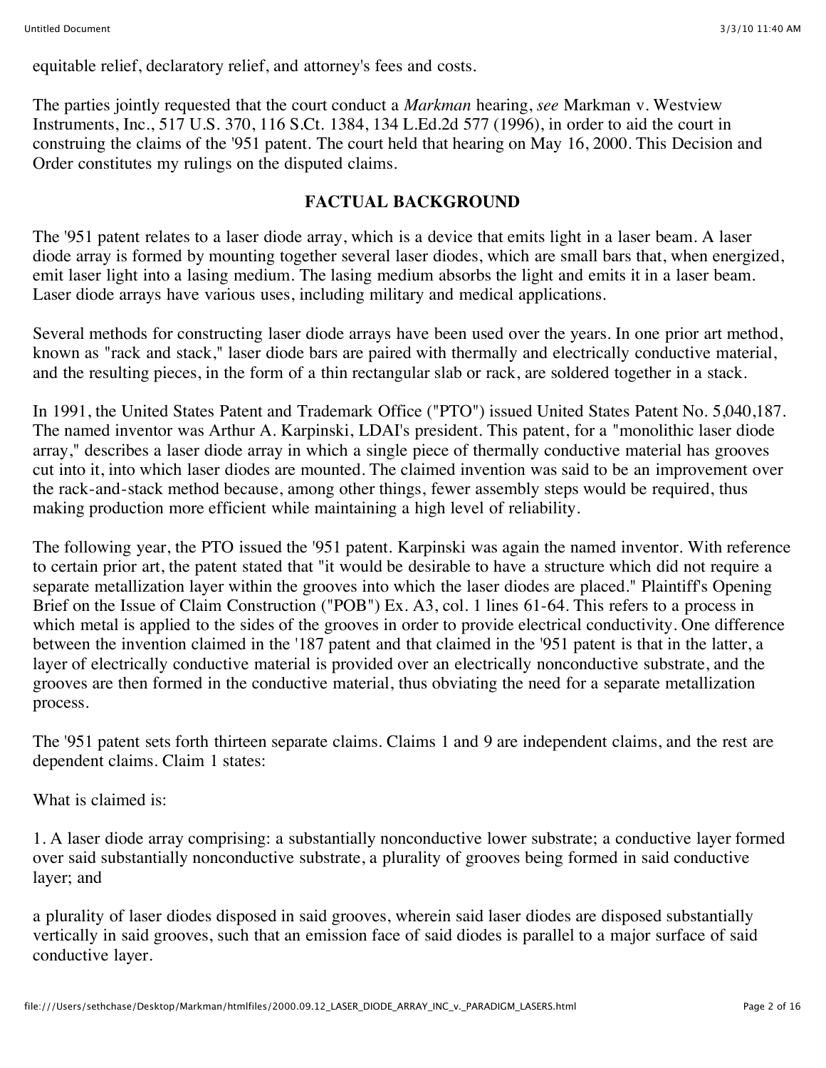equitable relief, declaratory relief, and attorney's fees and costs.

The parties jointly requested that the court conduct a *Markman* hearing, *see* Markman v. Westview Instruments, Inc., 517 U.S. 370, 116 S.Ct. 1384, 134 L.Ed.2d 577 (1996), in order to aid the court in construing the claims of the '951 patent. The court held that hearing on May 16, 2000. This Decision and Order constitutes my rulings on the disputed claims.

## FACTUAL BACKGROUND

The '951 patent relates to a laser diode array, which is a device that emits light in a laser beam. A laser diode array is formed by mounting together several laser diodes, which are small bars that, when energized, emit laser light into a lasing medium. The lasing medium absorbs the light and emits it in a laser beam. Laser diode arrays have various uses, including military and medical applications.

Several methods for constructing laser diode arrays have been used over the years. In one prior art method, known as "rack and stack," laser diode bars are paired with thermally and electrically conductive material, and the resulting pieces, in the form of a thin rectangular slab or rack, are soldered together in a stack.

In 1991, the United States Patent and Trademark Office ("PTO") issued United States Patent No. 5,040,187. The named inventor was Arthur A. Karpinski, LDAI's president. This patent, for a "monolithic laser diode array," describes a laser diode array in which a single piece of thermally conductive material has grooves cut into it, into which laser diodes are mounted. The claimed invention was said to be an improvement over the rack-and-stack method because, among other things, fewer assembly steps would be required, thus making production more efficient while maintaining a high level of reliability.

The following year, the PTO issued the '951 patent. Karpinski was again the named inventor. With reference to certain prior art, the patent stated that "it would be desirable to have a structure which did not require a separate metallization layer within the grooves into which the laser diodes are placed." Plaintiff's Opening Brief on the Issue of Claim Construction ("POB") Ex. A3, col. 1 lines 61-64. This refers to a process in which metal is applied to the sides of the grooves in order to provide electrical conductivity. One difference between the invention claimed in the '187 patent and that claimed in the '951 patent is that in the latter, a layer of electrically conductive material is provided over an electrically nonconductive substrate, and the grooves are then formed in the conductive material, thus obviating the need for a separate metallization process.

The '951 patent sets forth thirteen separate claims. Claims 1 and 9 are independent claims, and the rest are dependent claims. Claim 1 states:

What is claimed is:

1. A laser diode array comprising: a substantially nonconductive lower substrate; a conductive layer formed over said substantially nonconductive substrate, a plurality of grooves being formed in said conductive layer; and

a plurality of laser diodes disposed in said grooves, wherein said laser diodes are disposed substantially vertically in said grooves, such that an emission face of said diodes is parallel to a major surface of said conductive layer.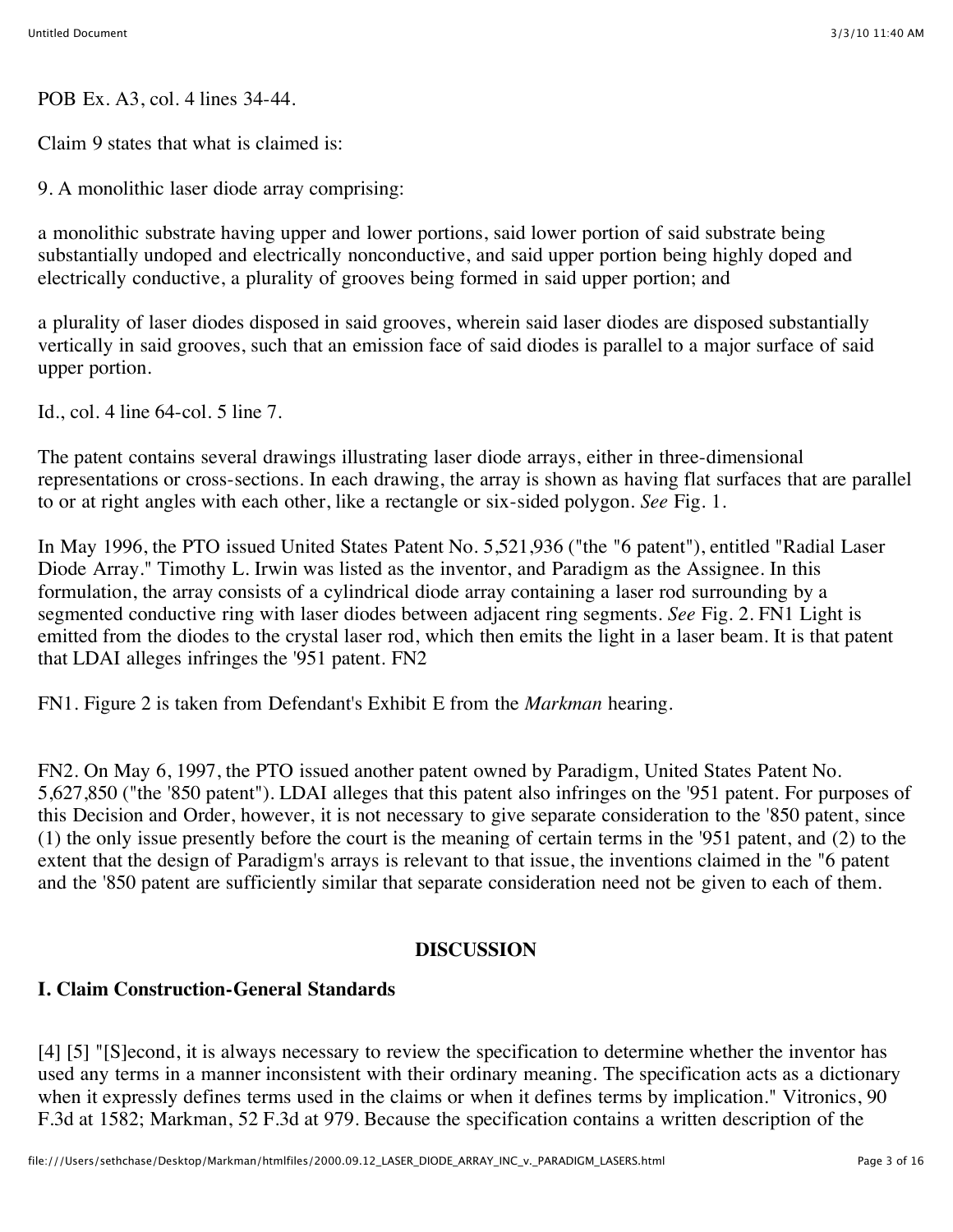POB Ex. A3, col. 4 lines 34-44.

Claim 9 states that what is claimed is:

9. A monolithic laser diode array comprising:

a monolithic substrate having upper and lower portions, said lower portion of said substrate being substantially undoped and electrically nonconductive, and said upper portion being highly doped and electrically conductive, a plurality of grooves being formed in said upper portion; and

a plurality of laser diodes disposed in said grooves, wherein said laser diodes are disposed substantially vertically in said grooves, such that an emission face of said diodes is parallel to a major surface of said upper portion.

Id., col. 4 line 64-col. 5 line 7.

The patent contains several drawings illustrating laser diode arrays, either in three-dimensional representations or cross-sections. In each drawing, the array is shown as having flat surfaces that are parallel to or at right angles with each other, like a rectangle or six-sided polygon. *See* Fig. 1.

In May 1996, the PTO issued United States Patent No. 5,521,936 ("the "6 patent"), entitled "Radial Laser Diode Array." Timothy L. Irwin was listed as the inventor, and Paradigm as the Assignee. In this formulation, the array consists of a cylindrical diode array containing a laser rod surrounding by a segmented conductive ring with laser diodes between adjacent ring segments. *See* Fig. 2. FN1 Light is emitted from the diodes to the crystal laser rod, which then emits the light in a laser beam. It is that patent that LDAI alleges infringes the '951 patent. FN2

FN1. Figure 2 is taken from Defendant's Exhibit E from the *Markman* hearing.

FN2. On May 6, 1997, the PTO issued another patent owned by Paradigm, United States Patent No. 5,627,850 ("the '850 patent"). LDAI alleges that this patent also infringes on the '951 patent. For purposes of this Decision and Order, however, it is not necessary to give separate consideration to the '850 patent, since (1) the only issue presently before the court is the meaning of certain terms in the '951 patent, and (2) to the extent that the design of Paradigm's arrays is relevant to that issue, the inventions claimed in the "6 patent and the '850 patent are sufficiently similar that separate consideration need not be given to each of them.

## DISCUSSION

### I. Claim Construction-General Standards

[4] [5] "[S]econd, it is always necessary to review the specification to determine whether the inventor has used any terms in a manner inconsistent with their ordinary meaning. The specification acts as a dictionary when it expressly defines terms used in the claims or when it defines terms by implication." Vitronics, 90 F.3d at 1582; Markman, 52 F.3d at 979. Because the specification contains a written description of the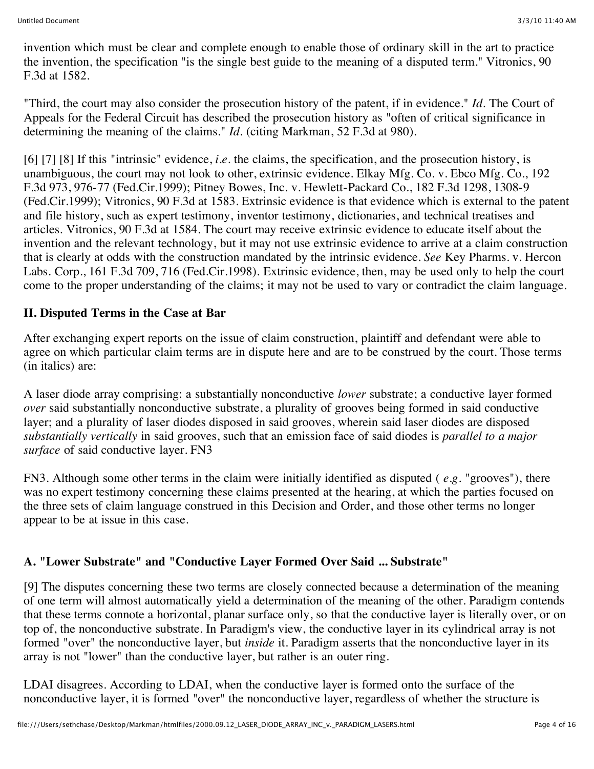invention which must be clear and complete enough to enable those of ordinary skill in the art to practice the invention, the specification "is the single best guide to the meaning of a disputed term." Vitronics, 90 F.3d at 1582.

"Third, the court may also consider the prosecution history of the patent, if in evidence." *Id.* The Court of Appeals for the Federal Circuit has described the prosecution history as "often of critical significance in determining the meaning of the claims." *Id.* (citing Markman, 52 F.3d at 980).

[6] [7] [8] If this "intrinsic" evidence, *i.e.* the claims, the specification, and the prosecution history, is unambiguous, the court may not look to other, extrinsic evidence. Elkay Mfg. Co. v. Ebco Mfg. Co., 192 F.3d 973, 976-77 (Fed.Cir.1999); Pitney Bowes, Inc. v. Hewlett-Packard Co., 182 F.3d 1298, 1308-9 (Fed.Cir.1999); Vitronics, 90 F.3d at 1583. Extrinsic evidence is that evidence which is external to the patent and file history, such as expert testimony, inventor testimony, dictionaries, and technical treatises and articles. Vitronics, 90 F.3d at 1584. The court may receive extrinsic evidence to educate itself about the invention and the relevant technology, but it may not use extrinsic evidence to arrive at a claim construction that is clearly at odds with the construction mandated by the intrinsic evidence. *See* Key Pharms. v. Hercon Labs. Corp., 161 F.3d 709, 716 (Fed.Cir.1998). Extrinsic evidence, then, may be used only to help the court come to the proper understanding of the claims; it may not be used to vary or contradict the claim language.

## II. Disputed Terms in the Case at Bar

After exchanging expert reports on the issue of claim construction, plaintiff and defendant were able to agree on which particular claim terms are in dispute here and are to be construed by the court. Those terms (in italics) are:

A laser diode array comprising: a substantially nonconductive *lower* substrate; a conductive layer formed *over* said substantially nonconductive substrate, a plurality of grooves being formed in said conductive layer; and a plurality of laser diodes disposed in said grooves, wherein said laser diodes are disposed *substantially vertically* in said grooves, such that an emission face of said diodes is *parallel to a major surface* of said conductive layer. FN3

FN3. Although some other terms in the claim were initially identified as disputed ( *e.g.* "grooves"), there was no expert testimony concerning these claims presented at the hearing, at which the parties focused on the three sets of claim language construed in this Decision and Order, and those other terms no longer appear to be at issue in this case.

### A. "Lower Substrate" and "Conductive Layer Formed Over Said ... Substrate"

[9] The disputes concerning these two terms are closely connected because a determination of the meaning of one term will almost automatically yield a determination of the meaning of the other. Paradigm contends that these terms connote a horizontal, planar surface only, so that the conductive layer is literally over, or on top of, the nonconductive substrate. In Paradigm's view, the conductive layer in its cylindrical array is not formed "over" the nonconductive layer, but *inside* it. Paradigm asserts that the nonconductive layer in its array is not "lower" than the conductive layer, but rather is an outer ring.

LDAI disagrees. According to LDAI, when the conductive layer is formed onto the surface of the nonconductive layer, it is formed "over" the nonconductive layer, regardless of whether the structure is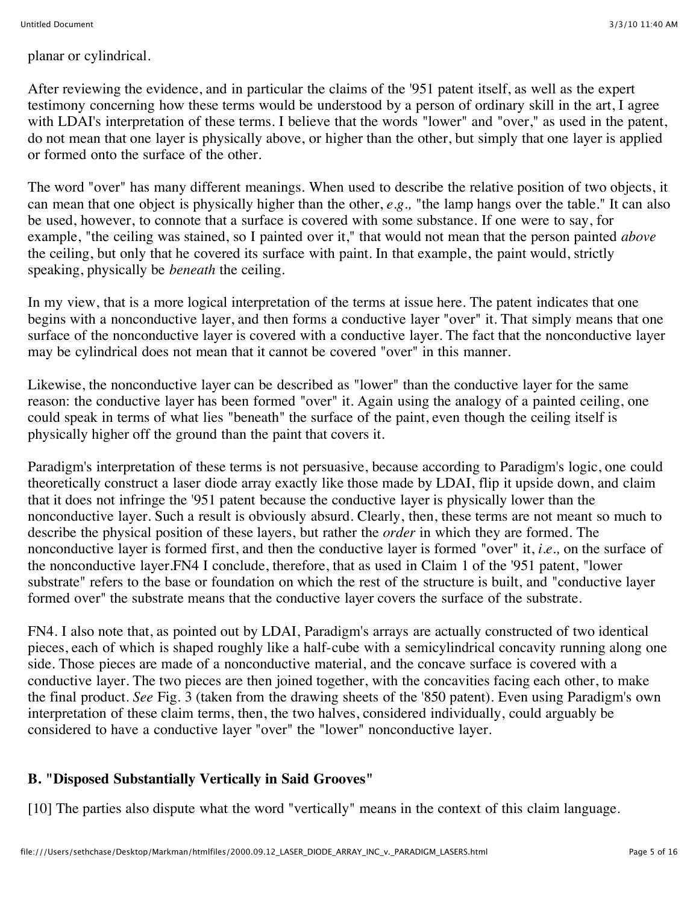planar or cylindrical.

After reviewing the evidence, and in particular the claims of the '951 patent itself, as well as the expert testimony concerning how these terms would be understood by a person of ordinary skill in the art, I agree with LDAI's interpretation of these terms. I believe that the words "lower" and "over," as used in the patent, do not mean that one layer is physically above, or higher than the other, but simply that one layer is applied or formed onto the surface of the other.

The word "over" has many different meanings. When used to describe the relative position of two objects, it can mean that one object is physically higher than the other, *e.g.,* "the lamp hangs over the table." It can also be used, however, to connote that a surface is covered with some substance. If one were to say, for example, "the ceiling was stained, so I painted over it," that would not mean that the person painted *above* the ceiling, but only that he covered its surface with paint. In that example, the paint would, strictly speaking, physically be *beneath* the ceiling.

In my view, that is a more logical interpretation of the terms at issue here. The patent indicates that one begins with a nonconductive layer, and then forms a conductive layer "over" it. That simply means that one surface of the nonconductive layer is covered with a conductive layer. The fact that the nonconductive layer may be cylindrical does not mean that it cannot be covered "over" in this manner.

Likewise, the nonconductive layer can be described as "lower" than the conductive layer for the same reason: the conductive layer has been formed "over" it. Again using the analogy of a painted ceiling, one could speak in terms of what lies "beneath" the surface of the paint, even though the ceiling itself is physically higher off the ground than the paint that covers it.

Paradigm's interpretation of these terms is not persuasive, because according to Paradigm's logic, one could theoretically construct a laser diode array exactly like those made by LDAI, flip it upside down, and claim that it does not infringe the '951 patent because the conductive layer is physically lower than the nonconductive layer. Such a result is obviously absurd. Clearly, then, these terms are not meant so much to describe the physical position of these layers, but rather the *order* in which they are formed. The nonconductive layer is formed first, and then the conductive layer is formed "over" it, *i.e.,* on the surface of the nonconductive layer.FN4 I conclude, therefore, that as used in Claim 1 of the '951 patent, "lower substrate" refers to the base or foundation on which the rest of the structure is built, and "conductive layer formed over" the substrate means that the conductive layer covers the surface of the substrate.

FN4. I also note that, as pointed out by LDAI, Paradigm's arrays are actually constructed of two identical pieces, each of which is shaped roughly like a half-cube with a semicylindrical concavity running along one side. Those pieces are made of a nonconductive material, and the concave surface is covered with a conductive layer. The two pieces are then joined together, with the concavities facing each other, to make the final product. *See* Fig. 3 (taken from the drawing sheets of the '850 patent). Even using Paradigm's own interpretation of these claim terms, then, the two halves, considered individually, could arguably be considered to have a conductive layer "over" the "lower" nonconductive layer.

### B. "Disposed Substantially Vertically in Said Grooves"

[10] The parties also dispute what the word "vertically" means in the context of this claim language.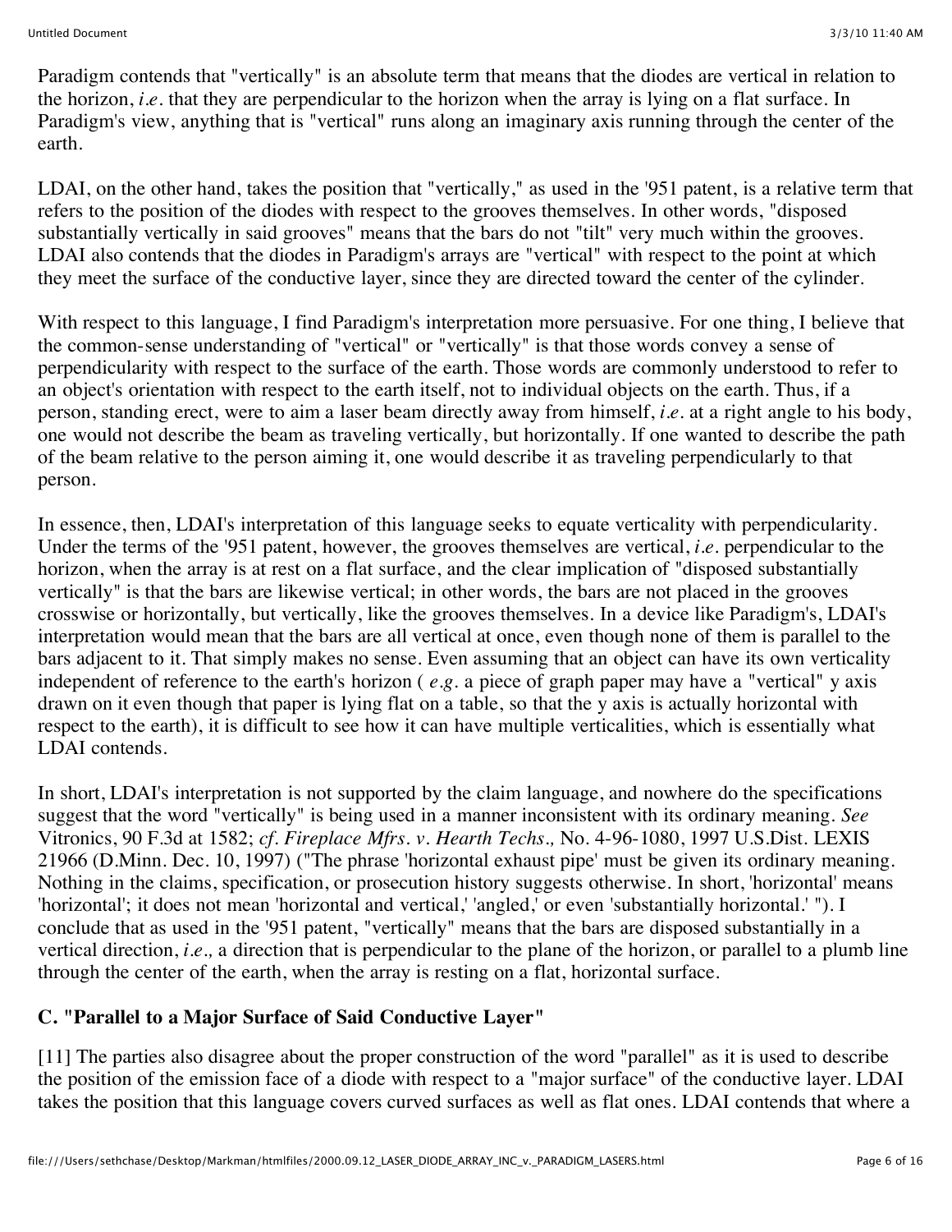Paradigm contends that "vertically" is an absolute term that means that the diodes are vertical in relation to the horizon, *i.e.* that they are perpendicular to the horizon when the array is lying on a flat surface. In Paradigm's view, anything that is "vertical" runs along an imaginary axis running through the center of the earth.

LDAI, on the other hand, takes the position that "vertically," as used in the '951 patent, is a relative term that refers to the position of the diodes with respect to the grooves themselves. In other words, "disposed substantially vertically in said grooves" means that the bars do not "tilt" very much within the grooves. LDAI also contends that the diodes in Paradigm's arrays are "vertical" with respect to the point at which they meet the surface of the conductive layer, since they are directed toward the center of the cylinder.

With respect to this language, I find Paradigm's interpretation more persuasive. For one thing, I believe that the common-sense understanding of "vertical" or "vertically" is that those words convey a sense of perpendicularity with respect to the surface of the earth. Those words are commonly understood to refer to an object's orientation with respect to the earth itself, not to individual objects on the earth. Thus, if a person, standing erect, were to aim a laser beam directly away from himself, *i.e.* at a right angle to his body, one would not describe the beam as traveling vertically, but horizontally. If one wanted to describe the path of the beam relative to the person aiming it, one would describe it as traveling perpendicularly to that person.

In essence, then, LDAI's interpretation of this language seeks to equate verticality with perpendicularity. Under the terms of the '951 patent, however, the grooves themselves are vertical, *i.e.* perpendicular to the horizon, when the array is at rest on a flat surface, and the clear implication of "disposed substantially vertically" is that the bars are likewise vertical; in other words, the bars are not placed in the grooves crosswise or horizontally, but vertically, like the grooves themselves. In a device like Paradigm's, LDAI's interpretation would mean that the bars are all vertical at once, even though none of them is parallel to the bars adjacent to it. That simply makes no sense. Even assuming that an object can have its own verticality independent of reference to the earth's horizon ( *e.g.* a piece of graph paper may have a "vertical" y axis drawn on it even though that paper is lying flat on a table, so that the y axis is actually horizontal with respect to the earth), it is difficult to see how it can have multiple verticalities, which is essentially what LDAI contends.

In short, LDAI's interpretation is not supported by the claim language, and nowhere do the specifications suggest that the word "vertically" is being used in a manner inconsistent with its ordinary meaning. *See* Vitronics, 90 F.3d at 1582; *cf. Fireplace Mfrs. v. Hearth Techs.,* No. 4-96-1080, 1997 U.S.Dist. LEXIS 21966 (D.Minn. Dec. 10, 1997) ("The phrase 'horizontal exhaust pipe' must be given its ordinary meaning. Nothing in the claims, specification, or prosecution history suggests otherwise. In short, 'horizontal' means 'horizontal'; it does not mean 'horizontal and vertical,' 'angled,' or even 'substantially horizontal.' "). I conclude that as used in the '951 patent, "vertically" means that the bars are disposed substantially in a vertical direction, *i.e.,* a direction that is perpendicular to the plane of the horizon, or parallel to a plumb line through the center of the earth, when the array is resting on a flat, horizontal surface.

### C. "Parallel to a Major Surface of Said Conductive Layer"

[11] The parties also disagree about the proper construction of the word "parallel" as it is used to describe the position of the emission face of a diode with respect to a "major surface" of the conductive layer. LDAI takes the position that this language covers curved surfaces as well as flat ones. LDAI contends that where a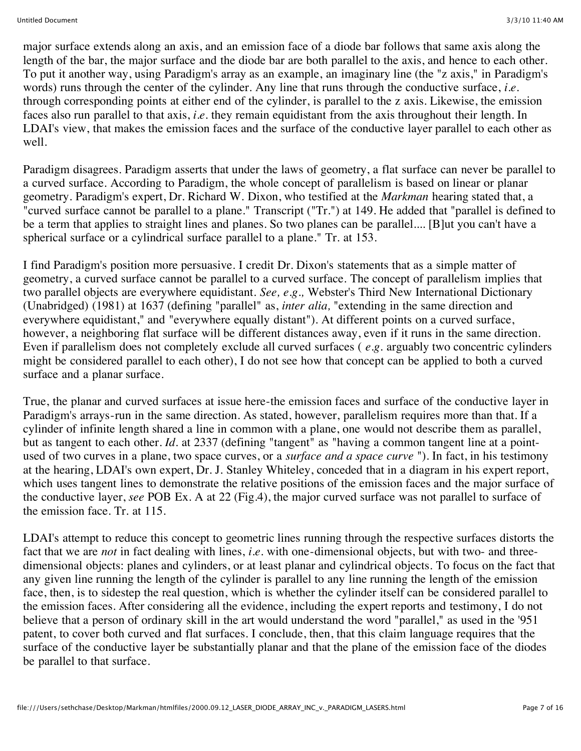major surface extends along an axis, and an emission face of a diode bar follows that same axis along the length of the bar, the major surface and the diode bar are both parallel to the axis, and hence to each other. To put it another way, using Paradigm's array as an example, an imaginary line (the "z axis," in Paradigm's words) runs through the center of the cylinder. Any line that runs through the conductive surface, *i.e.* through corresponding points at either end of the cylinder, is parallel to the z axis. Likewise, the emission faces also run parallel to that axis, *i.e.* they remain equidistant from the axis throughout their length. In LDAI's view, that makes the emission faces and the surface of the conductive layer parallel to each other as well.

Paradigm disagrees. Paradigm asserts that under the laws of geometry, a flat surface can never be parallel to a curved surface. According to Paradigm, the whole concept of parallelism is based on linear or planar geometry. Paradigm's expert, Dr. Richard W. Dixon, who testified at the *Markman* hearing stated that, a "curved surface cannot be parallel to a plane." Transcript ("Tr.") at 149. He added that "parallel is defined to be a term that applies to straight lines and planes. So two planes can be parallel.... [B]ut you can't have a spherical surface or a cylindrical surface parallel to a plane." Tr. at 153.

I find Paradigm's position more persuasive. I credit Dr. Dixon's statements that as a simple matter of geometry, a curved surface cannot be parallel to a curved surface. The concept of parallelism implies that two parallel objects are everywhere equidistant. *See, e.g.,* Webster's Third New International Dictionary (Unabridged) (1981) at 1637 (defining "parallel" as, *inter alia,* "extending in the same direction and everywhere equidistant," and "everywhere equally distant"). At different points on a curved surface, however, a neighboring flat surface will be different distances away, even if it runs in the same direction. Even if parallelism does not completely exclude all curved surfaces ( *e.g.* arguably two concentric cylinders might be considered parallel to each other), I do not see how that concept can be applied to both a curved surface and a planar surface.

True, the planar and curved surfaces at issue here-the emission faces and surface of the conductive layer in Paradigm's arrays-run in the same direction. As stated, however, parallelism requires more than that. If a cylinder of infinite length shared a line in common with a plane, one would not describe them as parallel, but as tangent to each other. *Id.* at 2337 (defining "tangent" as "having a common tangent line at a point-used of two curves in a plane, two space curves, or a *surface and a space curve* "). In fact, in his testimony at the hearing, LDAI's own expert, Dr. J. Stanley Whiteley, conceded that in a diagram in his expert report, which uses tangent lines to demonstrate the relative positions of the emission faces and the major surface of the conductive layer, *see* POB Ex. A at 22 (Fig.4), the major curved surface was not parallel to surface of the emission face. Tr. at 115.

LDAI's attempt to reduce this concept to geometric lines running through the respective surfaces distorts the fact that we are *not* in fact dealing with lines, *i.e.* with one-dimensional objects, but with two- and three-dimensional objects: planes and cylinders, or at least planar and cylindrical objects. To focus on the fact that any given line running the length of the cylinder is parallel to any line running the length of the emission face, then, is to sidestep the real question, which is whether the cylinder itself can be considered parallel to the emission faces. After considering all the evidence, including the expert reports and testimony, I do not believe that a person of ordinary skill in the art would understand the word "parallel," as used in the '951 patent, to cover both curved and flat surfaces. I conclude, then, that this claim language requires that the surface of the conductive layer be substantially planar and that the plane of the emission face of the diodes be parallel to that surface.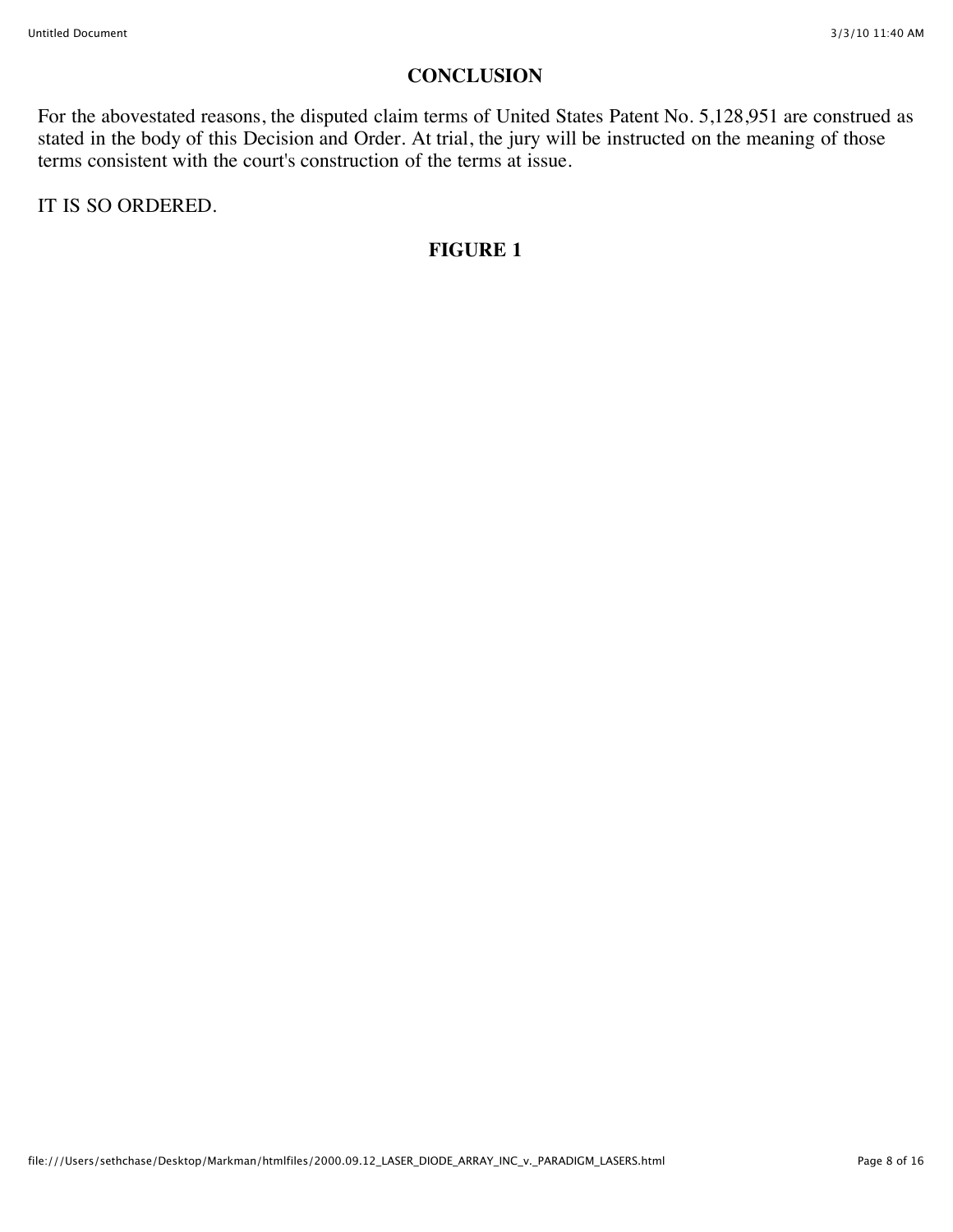## CONCLUSION

For the abovestated reasons, the disputed claim terms of United States Patent No. 5,128,951 are construed as stated in the body of this Decision and Order. At trial, the jury will be instructed on the meaning of those terms consistent with the court's construction of the terms at issue.

IT IS SO ORDERED.

## FIGURE 1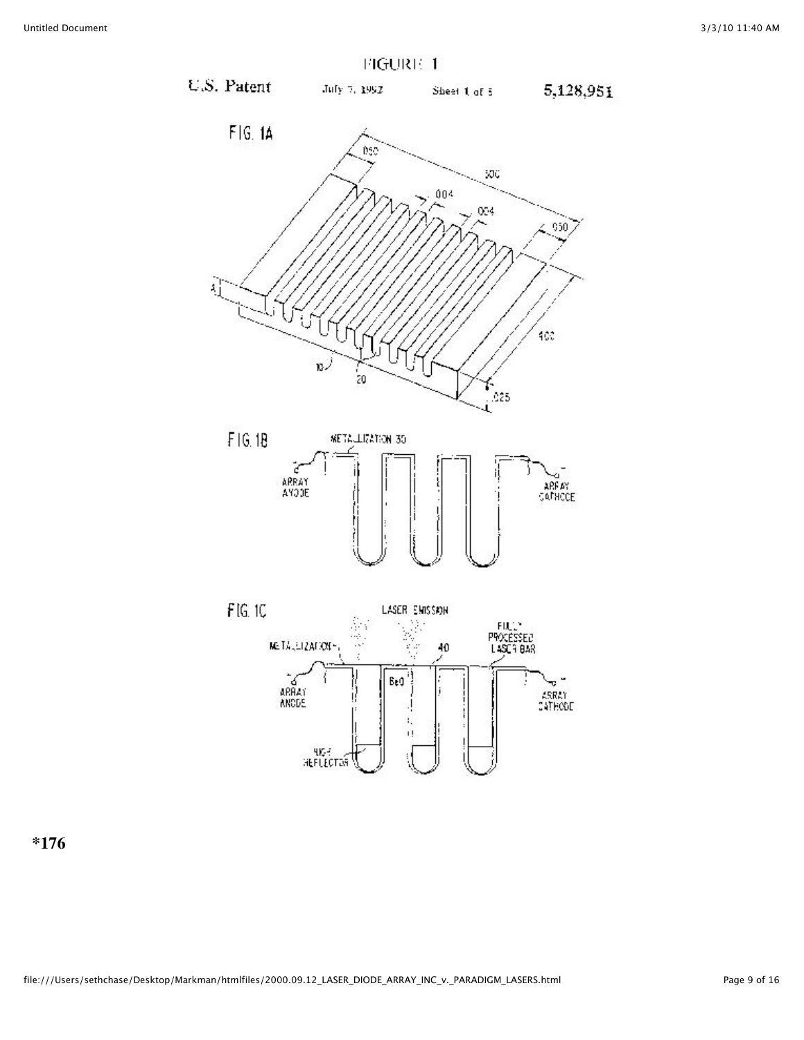FIGURE 1

U.S. Patent July 7, 1992 Sheet 1 of 5 5,128,951

FIG. 1A

FIG. 1B

FIG. 1C

*176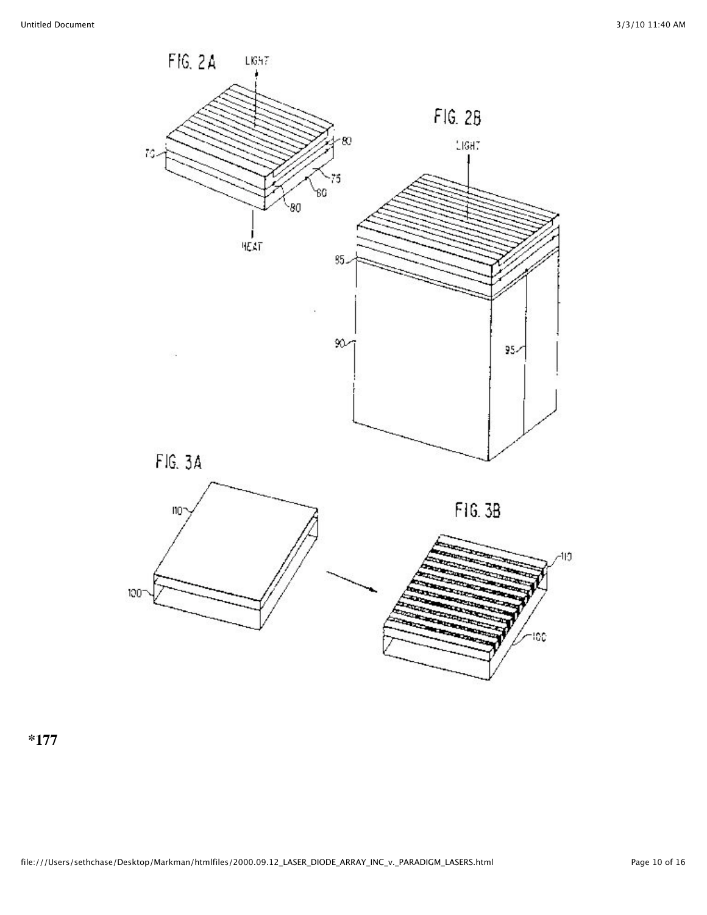FIG. 2A

LIGHT

70

80

75

60

80

HEAT

FIG. 2B

LIGHT

85

90

95

FIG. 3A

110

100

FIG. 3B

110

100

**\*177**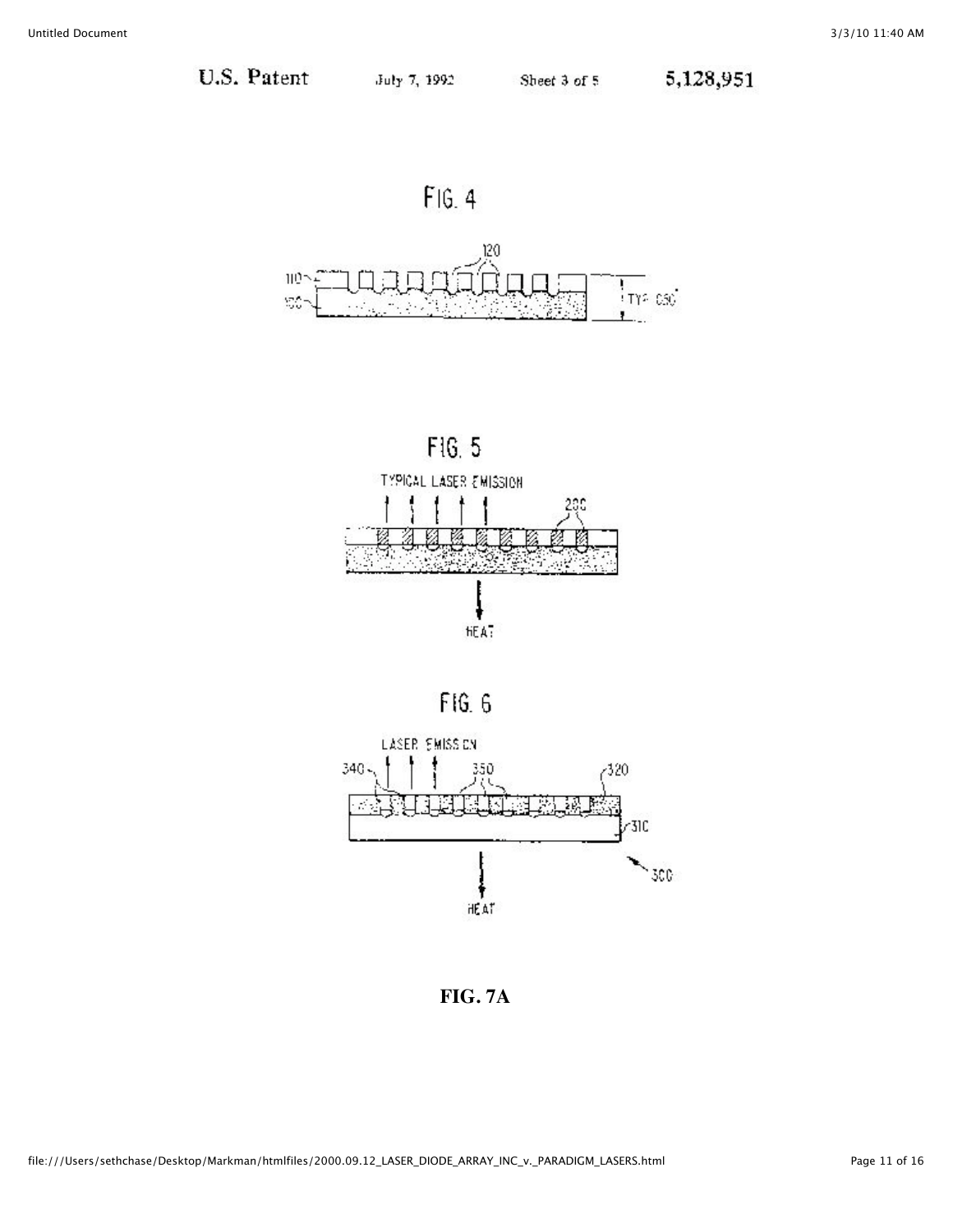U.S. Patent July 7, 1992 Sheet 3 of 5 5,128,951

FIG. 4

FIG. 5

FIG. 6

**FIG. 7A**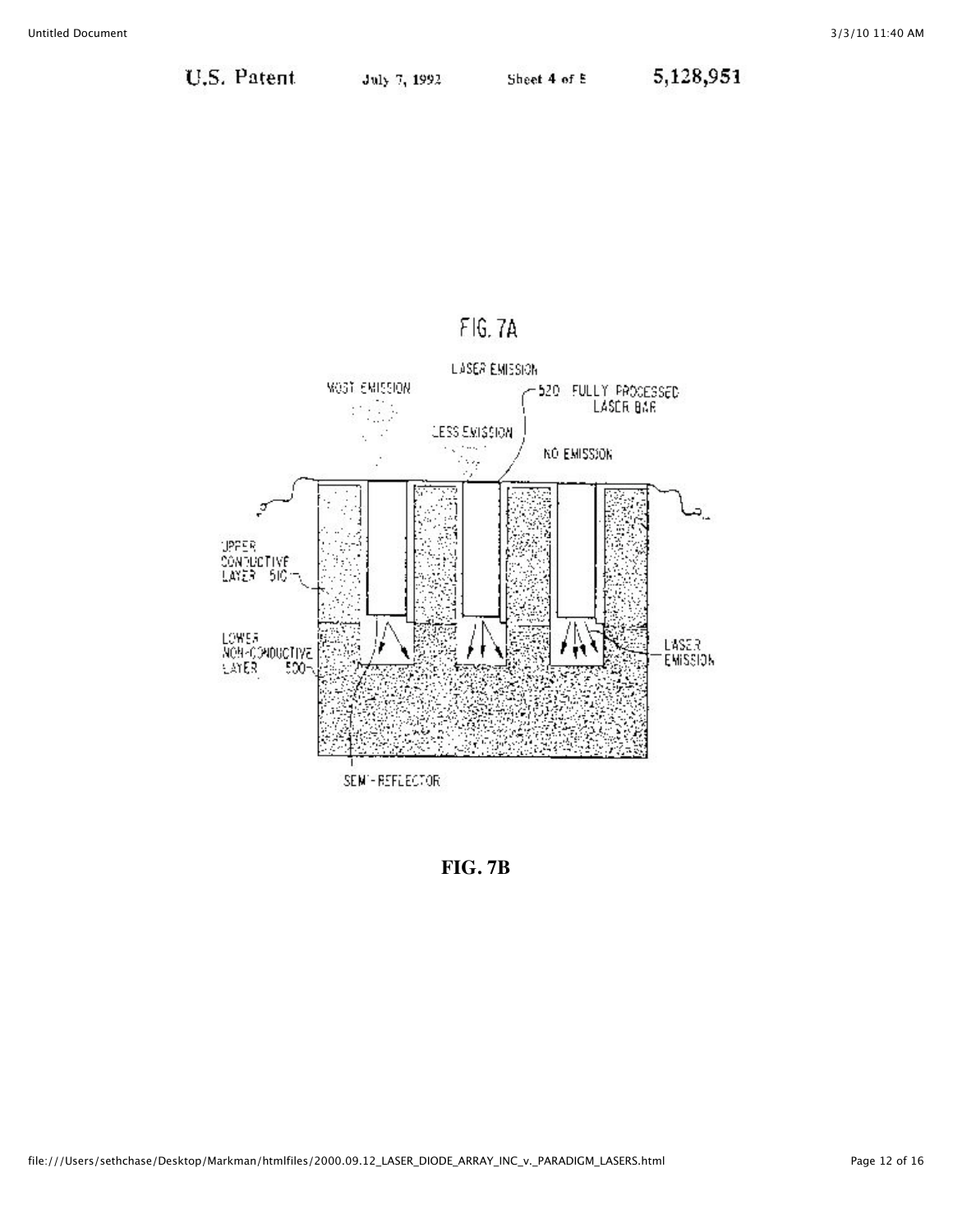U.S. Patent July 7, 1992 Sheet 4 of 5 5,128,951

FIG. 7A

LASER EMISSION

MOST EMISSION

520 FULLY PROCESSED LASER BAR

LESS EMISSION

NO EMISSION

UPPER CONDUCTIVE LAYER 510

LOWER NON-CONDUCTIVE LAYER 500

LASER EMISSION

SEMI-REFLECTOR

**FIG. 7B**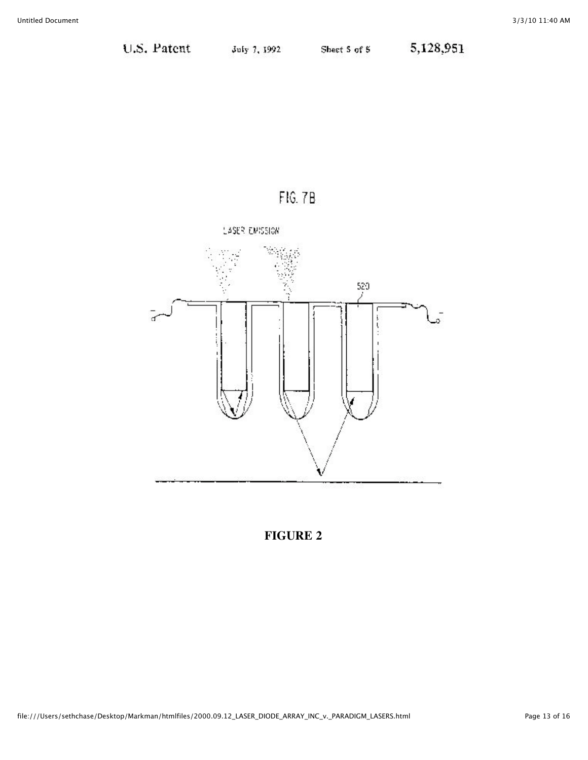U.S. Patent July 7, 1992 Sheet 5 of 5 5,128,951

FIG. 7B

LASER EMISSION

520

**FIGURE 2**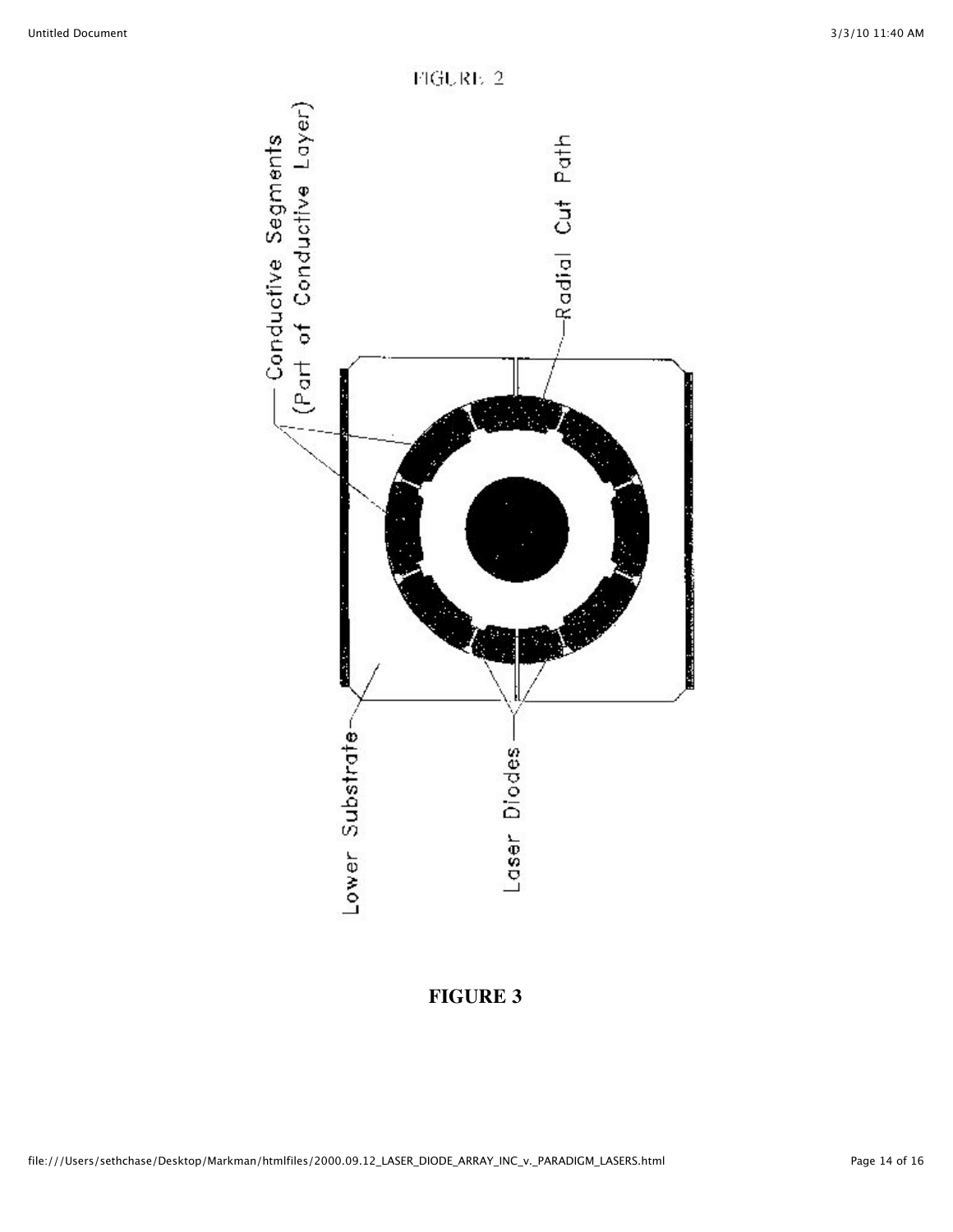FIGURE 2

Conductive Segments (Part of Conductive Layer)

Radial Cut Path

Lower Substrate

Laser Diodes

**FIGURE 3**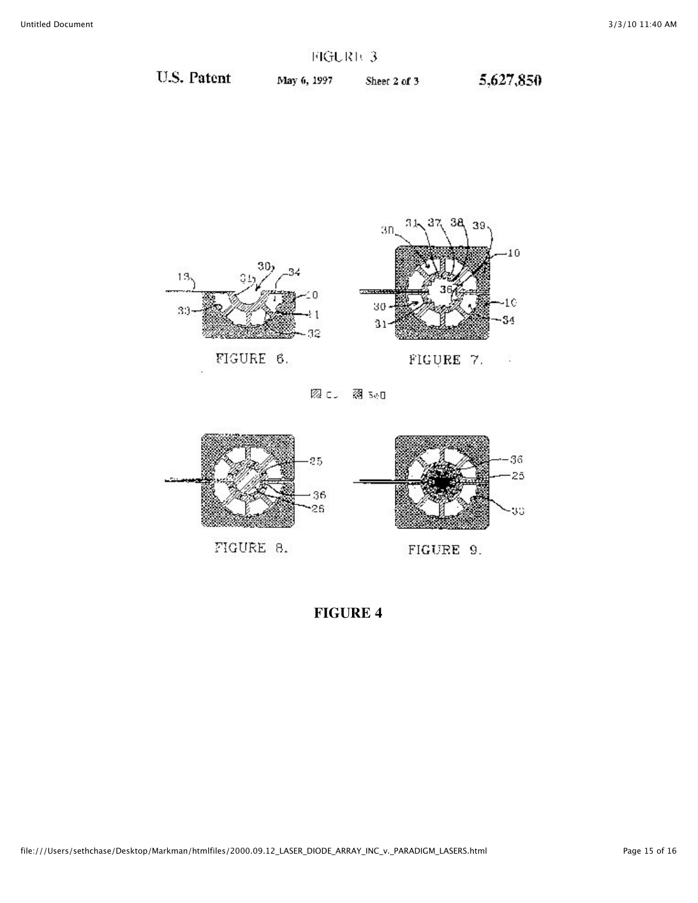FIGURE 3

U.S. Patent May 6, 1997 Sheet 2 of 3 5,627,850

FIGURE 6.

FIGURE 7.

FIGURE 8.

FIGURE 9.

**FIGURE 4**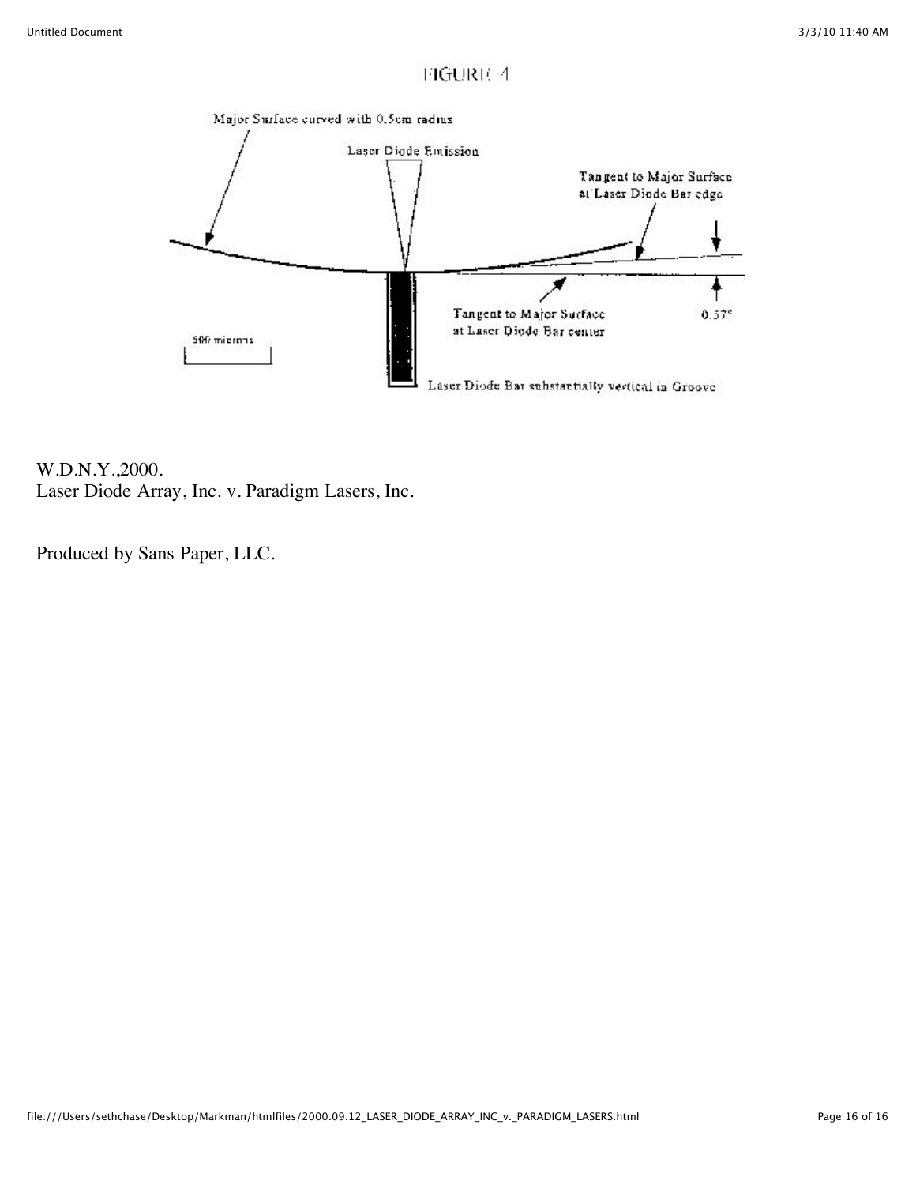FIGURE 4

Major Surface curved with 0.5cm radius

Laser Diode Emission

Tangent to Major Surface at Laser Diode Bar edge

Tangent to Major Surface at Laser Diode Bar center

0.57°

500 microns

Laser Diode Bar substantially vertical in Groove

W.D.N.Y.,2000.
Laser Diode Array, Inc. v. Paradigm Lasers, Inc.

Produced by Sans Paper, LLC.